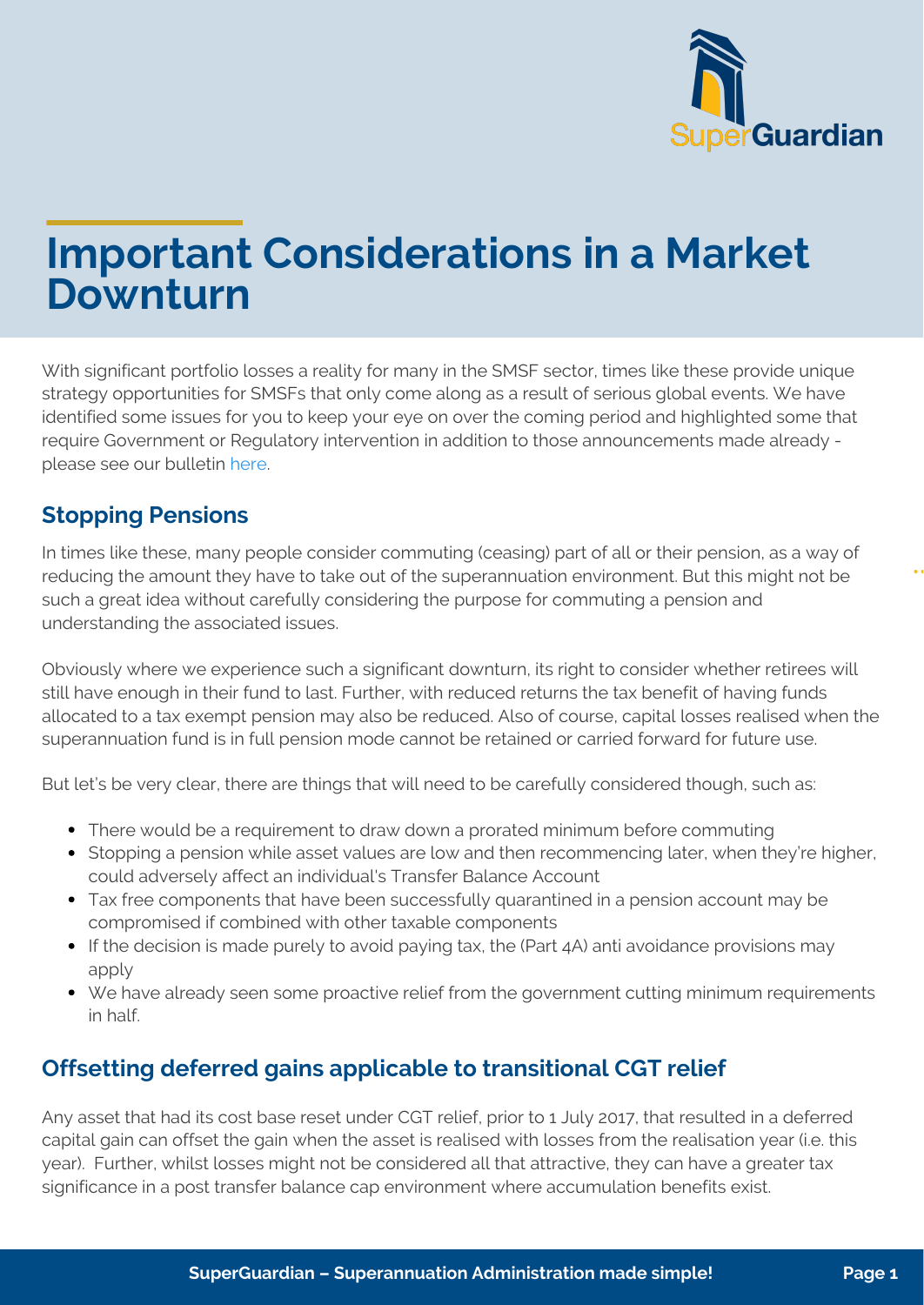# Important Considerations in a Market Downturn

With significant portfolio losses a reality for many in the SMSF sector, times like these provide unique strategy opportunities for SMSFs that only come along as a result of serious global events. We have identified some issues for you to keep your eye on over the coming period and highlighted some that require Government or Regulatory intervention in addition to those announcements made already - please see our bulletin here.

## Stopping Pensions

In times like these, many people consider commuting (ceasing) part of all or their pension, as a way of reducing the amount they have to take out of the superannuation environment. But this might not be such a great idea without carefully considering the purpose for commuting a pension and understanding the associated issues.

Obviously where we experience such a significant downturn, its right to consider whether retirees will still have enough in their fund to last. Further, with reduced returns the tax benefit of having funds allocated to a tax exempt pension may also be reduced. Also of course, capital losses realised when the superannuation fund is in full pension mode cannot be retained or carried forward for future use.

But let's be very clear, there are things that will need to be carefully considered though, such as:

- There would be a requirement to draw down a prorated minimum before commuting
- Stopping a pension while asset values are low and then recommencing later, when they're higher, could adversely affect an individual's Transfer Balance Account
- Tax free components that have been successfully quarantined in a pension account may be compromised if combined with other taxable components
- If the decision is made purely to avoid paying tax, the (Part 4A) anti avoidance provisions may apply
- We have already seen some proactive relief from the government cutting minimum requirements in half.

## Offsetting deferred gains applicable to transitional CGT relief

Any asset that had its cost base reset under CGT relief, prior to 1 July 2017, that resulted in a deferred capital gain can offset the gain when the asset is realised with losses from the realisation year (i.e. this year). Further, whilst losses might not be considered all that attractive, they can have a greater tax significance in a post transfer balance cap environment where accumulation benefits exist.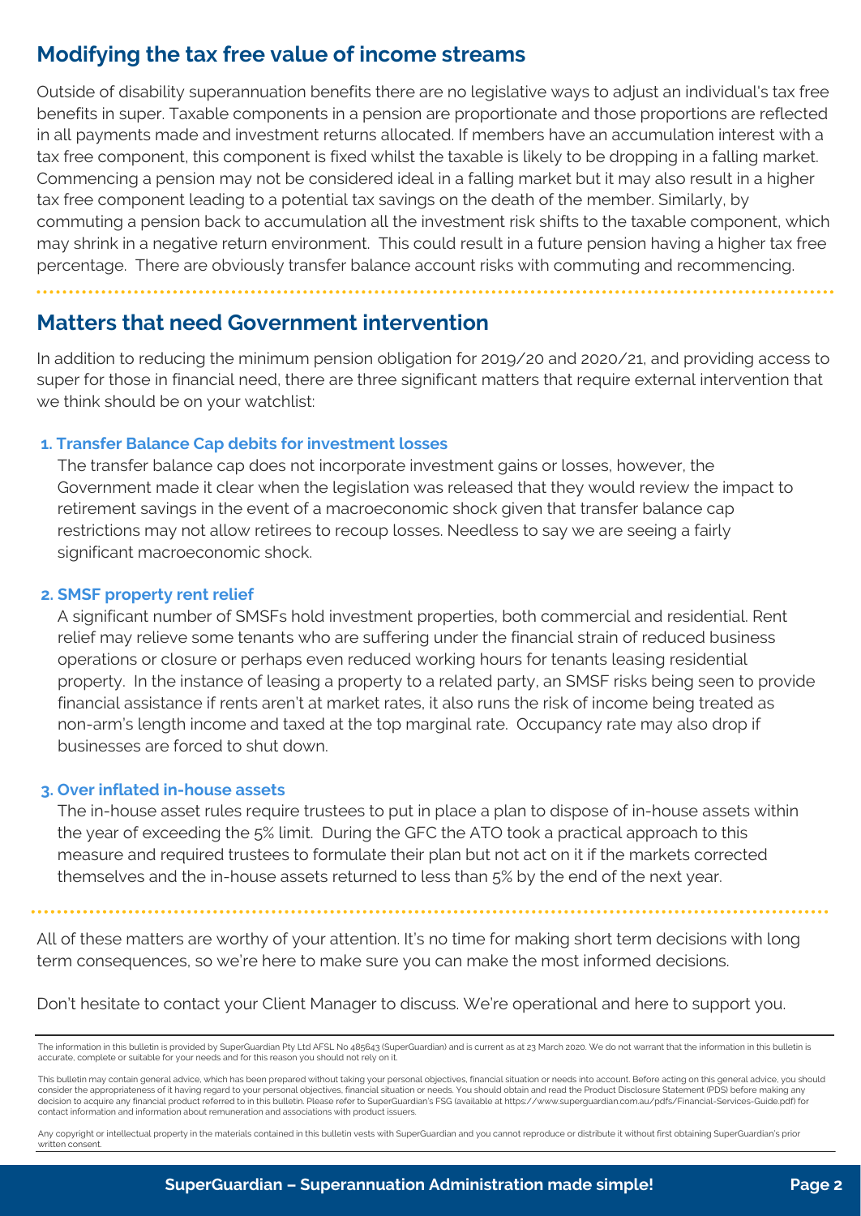## Modifying the tax free value of income streams

Outside of disability superannuation benefits there are no legislative ways to adjust an individual's tax free benefits in super. Taxable components in a pension are proportionate and those proportions are reflected in all payments made and investment returns allocated. If members have an accumulation interest with a tax free component, this component is fixed whilst the taxable is likely to be dropping in a falling market. Commencing a pension may not be considered ideal in a falling market but it may also result in a higher tax free component leading to a potential tax savings on the death of the member. Similarly, by commuting a pension back to accumulation all the investment risk shifts to the taxable component, which may shrink in a negative return environment. This could result in a future pension having a higher tax free percentage. There are obviously transfer balance account risks with commuting and recommencing.

## Matters that need Government intervention

In addition to reducing the minimum pension obligation for 2019/20 and 2020/21, and providing access to super for those in financial need, there are three significant matters that require external intervention that we think should be on your watchlist:

1. **Transfer Balance Cap debits for investment losses**

   The transfer balance cap does not incorporate investment gains or losses, however, the Government made it clear when the legislation was released that they would review the impact to retirement savings in the event of a macroeconomic shock given that transfer balance cap restrictions may not allow retirees to recoup losses. Needless to say we are seeing a fairly significant macroeconomic shock.

2. **SMSF property rent relief**

   A significant number of SMSFs hold investment properties, both commercial and residential. Rent relief may relieve some tenants who are suffering under the financial strain of reduced business operations or closure or perhaps even reduced working hours for tenants leasing residential property. In the instance of leasing a property to a related party, an SMSF risks being seen to provide financial assistance if rents aren't at market rates, it also runs the risk of income being treated as non-arm's length income and taxed at the top marginal rate. Occupancy rate may also drop if businesses are forced to shut down.

3. **Over inflated in-house assets**

   The in-house asset rules require trustees to put in place a plan to dispose of in-house assets within the year of exceeding the 5% limit. During the GFC the ATO took a practical approach to this measure and required trustees to formulate their plan but not act on it if the markets corrected themselves and the in-house assets returned to less than 5% by the end of the next year.

All of these matters are worthy of your attention. It's no time for making short term decisions with long term consequences, so we're here to make sure you can make the most informed decisions.

Don't hesitate to contact your Client Manager to discuss. We're operational and here to support you.

The information in this bulletin is provided by SuperGuardian Pty Ltd AFSL No 485643 (SuperGuardian) and is current as at 23 March 2020. We do not warrant that the information in this bulletin is accurate, complete or suitable for your needs and for this reason you should not rely on it.

This bulletin may contain general advice, which has been prepared without taking your personal objectives, financial situation or needs into account. Before acting on this general advice, you should consider the appropriateness of it having regard to your personal objectives, financial situation or needs. You should obtain and read the Product Disclosure Statement (PDS) before making any decision to acquire any financial product referred to in this bulletin. Please refer to SuperGuardian's FSG (available at https://www.superguardian.com.au/pdfs/Financial-Services-Guide.pdf) for contact information and information about remuneration and associations with product issuers.

Any copyright or intellectual property in the materials contained in this bulletin vests with SuperGuardian and you cannot reproduce or distribute it without first obtaining SuperGuardian's prior written consent.